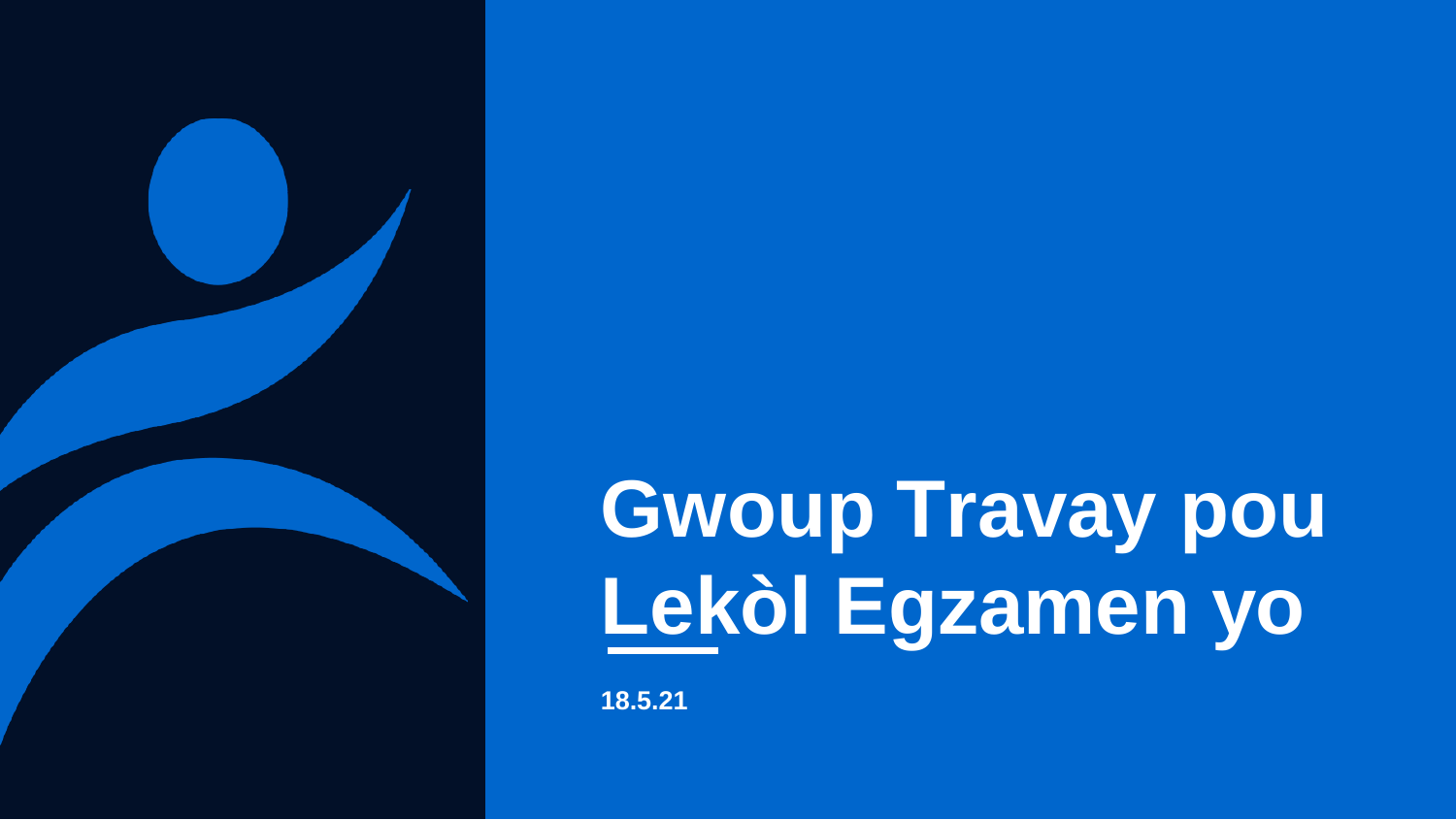# Gwoup Travay pou Lekòl Egzamen yo

**18.5.21**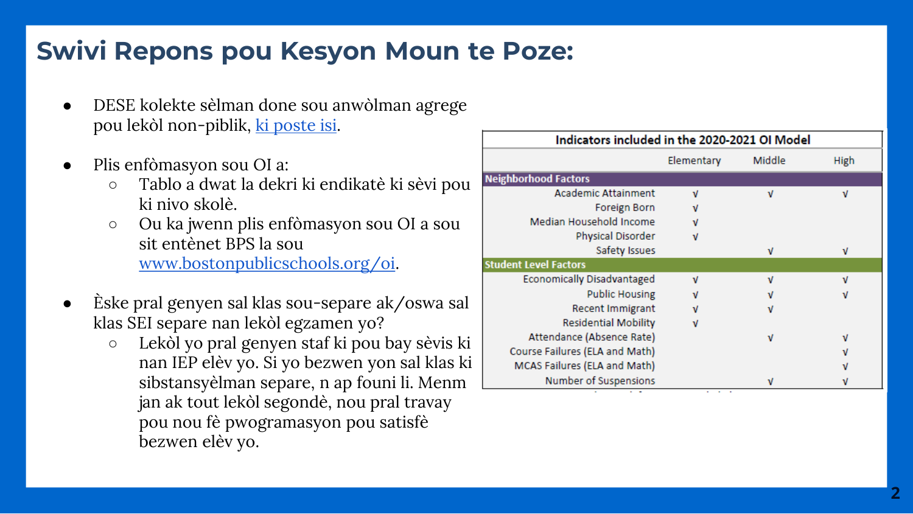# Swivi Repons pou Kesyon Moun te Poze:

- DESE kolekte sèlman done sou anwòlman agrege pou lekòl non-piblik, ki poste isi.
- Plis enfòmasyon sou OI a:
  - Tablo a dwat la dekri ki endikatè ki sèvi pou ki nivo skolè.
  - Ou ka jwenn plis enfòmasyon sou OI a sou sit entènet BPS la sou www.bostonpublicschools.org/oi.
- Èske pral genyen sal klas sou-separe ak/oswa sal klas SEI separe nan lekòl egzamen yo?
  - Lekòl yo pral genyen staf ki pou bay sèvis ki nan IEP elèv yo. Si yo bezwen yon sal klas ki sibstansyèlman separe, n ap founi li. Menm jan ak tout lekòl segondè, nou pral travay pou nou fè pwogramasyon pou satisfè bezwen elèv yo.

| Indicators included in the 2020-2021 OI Model | Elementary | Middle | High |
|---|---|---|---|
| **Neighborhood Factors** | | | |
| Academic Attainment | √ | √ | √ |
| Foreign Born | √ | | |
| Median Household Income | √ | | |
| Physical Disorder | √ | | |
| Safety Issues | | √ | √ |
| **Student Level Factors** | | | |
| Economically Disadvantaged | √ | √ | √ |
| Public Housing | √ | √ | √ |
| Recent Immigrant | √ | √ | |
| Residential Mobility | √ | | |
| Attendance (Absence Rate) | | √ | √ |
| Course Failures (ELA and Math) | | | √ |
| MCAS Failures (ELA and Math) | | | √ |
| Number of Suspensions | | √ | √ |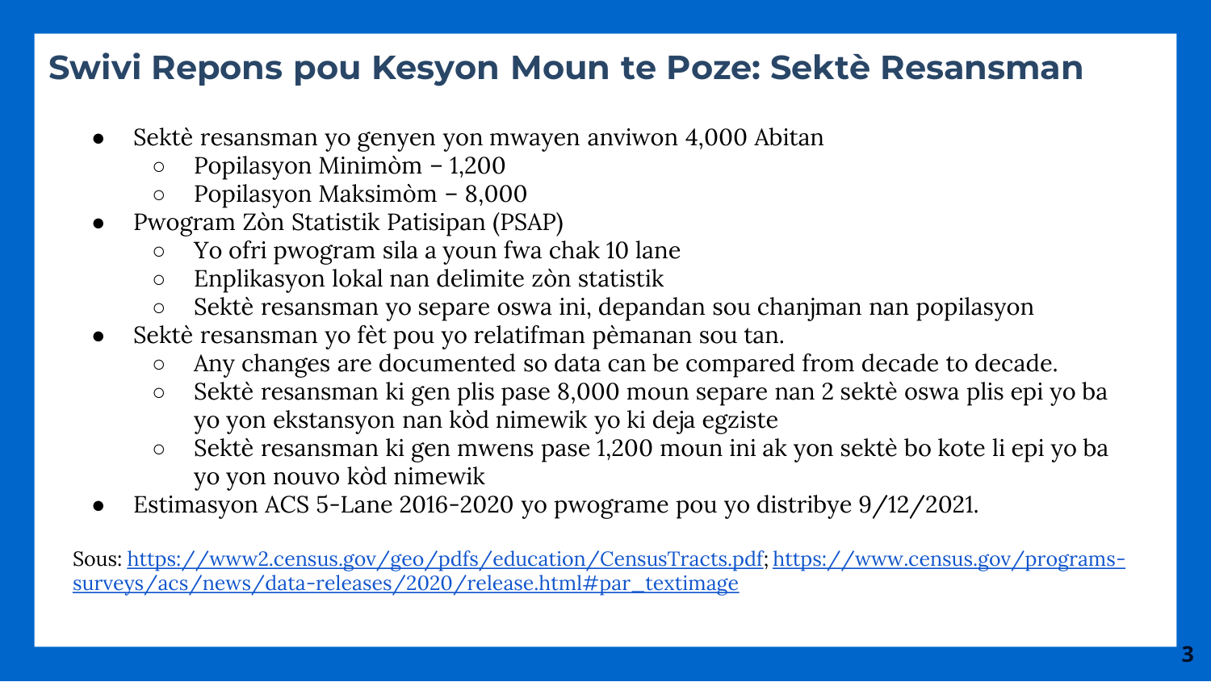# Swivi Repons pou Kesyon Moun te Poze: Sektè Resansman

- Sektè resansman yo genyen yon mwayen anviwon 4,000 Abitan
  - Popilasyon Minimòm – 1,200
  - Popilasyon Maksimòm – 8,000
- Pwogram Zòn Statistik Patisipan (PSAP)
  - Yo ofri pwogram sila a youn fwa chak 10 lane
  - Enplikasyon lokal nan delimite zòn statistik
  - Sektè resansman yo separe oswa ini, depandan sou chanjman nan popilasyon
- Sektè resansman yo fèt pou yo relatifman pèmanan sou tan.
  - Any changes are documented so data can be compared from decade to decade.
  - Sektè resansman ki gen plis pase 8,000 moun separe nan 2 sektè oswa plis epi yo ba yo yon ekstansyon nan kòd nimewik yo ki deja egziste
  - Sektè resansman ki gen mwens pase 1,200 moun ini ak yon sektè bo kote li epi yo ba yo yon nouvo kòd nimewik
- Estimasyon ACS 5-Lane 2016-2020 yo pwograme pou yo distribye 9/12/2021.

Sous: [https://www2.census.gov/geo/pdfs/education/CensusTracts.pdf](https://www2.census.gov/geo/pdfs/education/CensusTracts.pdf); [https://www.census.gov/programs-surveys/acs/news/data-releases/2020/release.html#par_textimage](https://www.census.gov/programs-surveys/acs/news/data-releases/2020/release.html#par_textimage)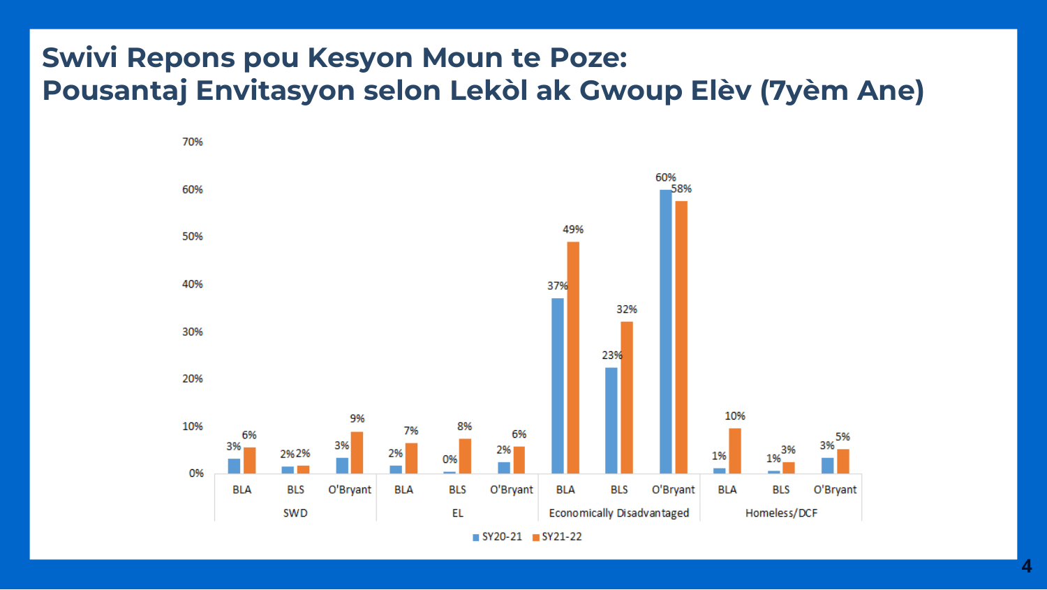# Swivi Repons pou Kesyon Moun te Poze:
# Pousantaj Envitasyon selon Lekòl ak Gwoup Elèv (7yèm Ane)

| Gwoup | Lekòl | SY20-21 | SY21-22 |
|---|---|---|---|
| SWD | BLA | 3% | 6% |
| | BLS | 2% | 2% |
| | O'Bryant | 3% | 9% |
| EL | BLA | 2% | 7% |
| | BLS | 0% | 8% |
| | O'Bryant | 2% | 6% |
| Economically Disadvantaged | BLA | 37% | 49% |
| | BLS | 23% | 32% |
| | O'Bryant | 60% | 58% |
| Homeless/DCF | BLA | 1% | 10% |
| | BLS | 1% | 3% |
| | O'Bryant | 3% | 5% |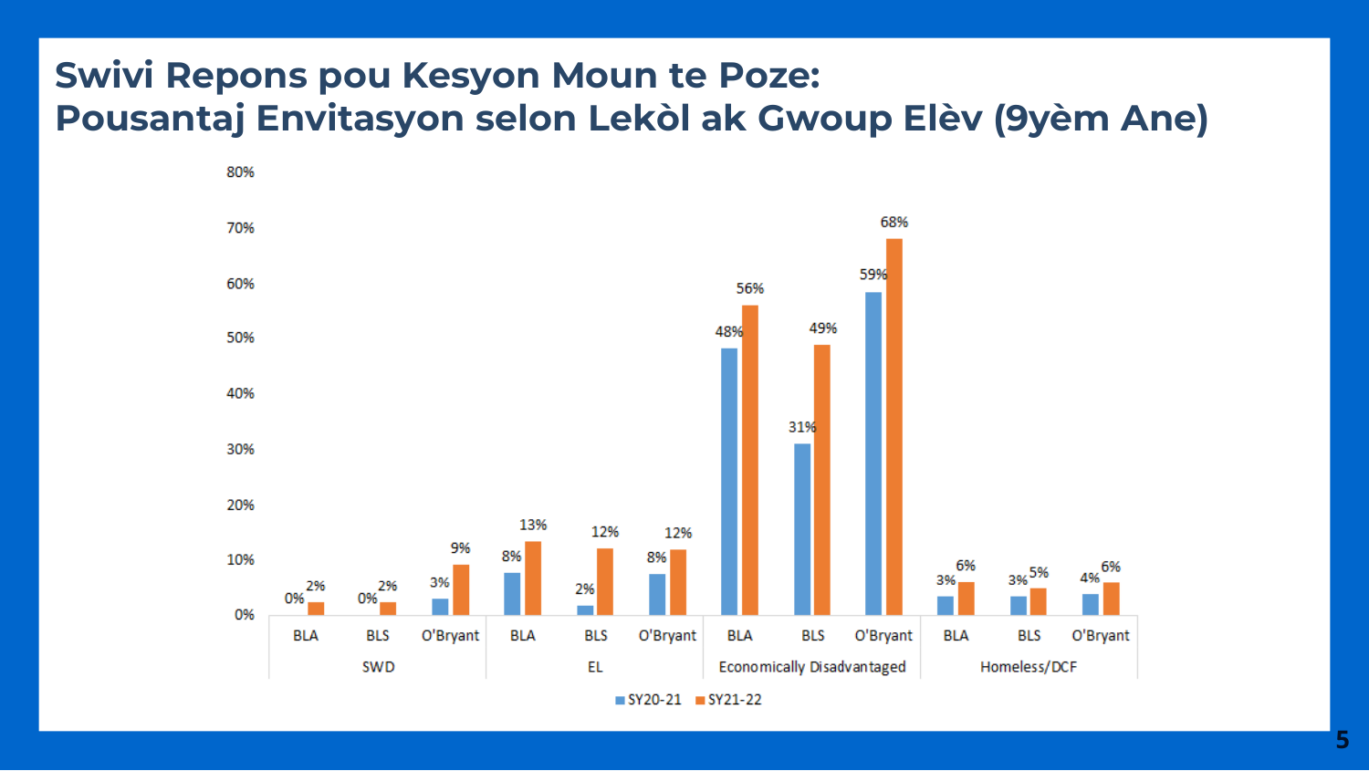# Swivi Repons pou Kesyon Moun te Poze: Pousantaj Envitasyon selon Lekòl ak Gwoup Elèv (9yèm Ane)

| Gwoup | Lekòl | SY20-21 | SY21-22 |
| --- | --- | --- | --- |
| SWD | BLA | 0% | 2% |
| SWD | BLS | 0% | 2% |
| SWD | O'Bryant | 3% | 9% |
| EL | BLA | 8% | 13% |
| EL | BLS | 2% | 12% |
| EL | O'Bryant | 8% | 12% |
| Economically Disadvantaged | BLA | 48% | 56% |
| Economically Disadvantaged | BLS | 31% | 49% |
| Economically Disadvantaged | O'Bryant | 59% | 68% |
| Homeless/DCF | BLA | 3% | 6% |
| Homeless/DCF | BLS | 3% | 5% |
| Homeless/DCF | O'Bryant | 4% | 6% |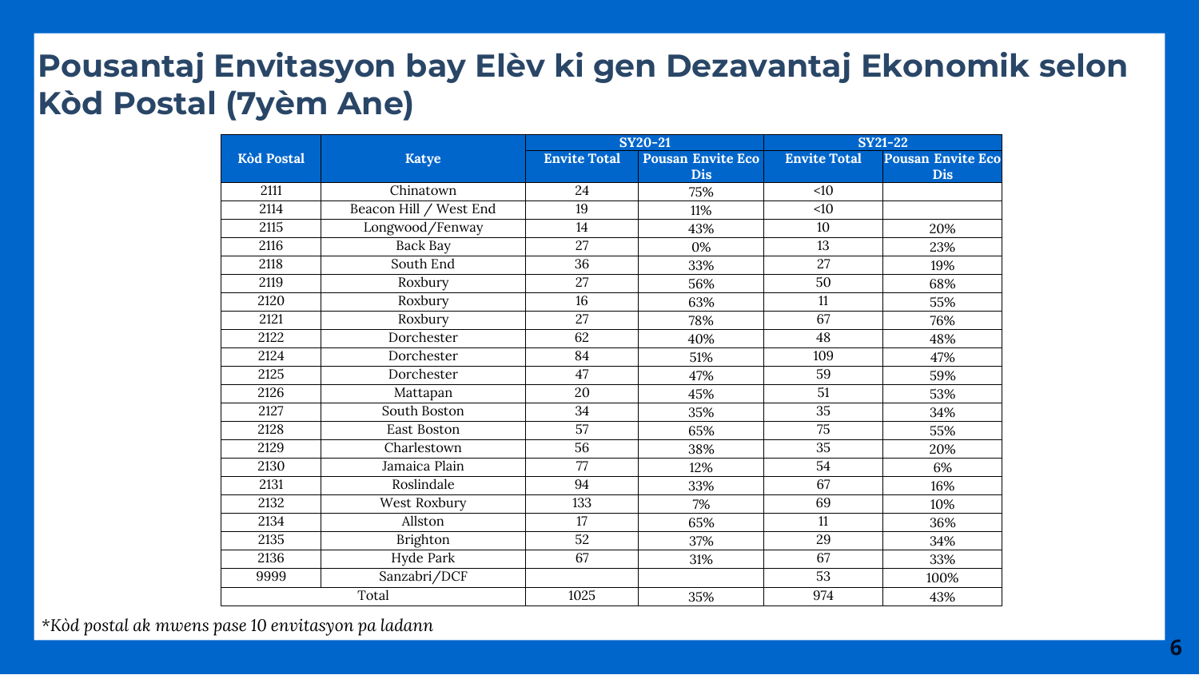# Pousantaj Envitasyon bay Elèv ki gen Dezavantaj Ekonomik selon Kòd Postal (7yèm Ane)

| Kòd Postal | Katye | SY20-21 | | SY21-22 | |
|---|---|---|---|---|---|
| | | Envite Total | Pousan Envite Eco Dis | Envite Total | Pousan Envite Eco Dis |
| 2111 | Chinatown | 24 | 75% | <10 | |
| 2114 | Beacon Hill / West End | 19 | 11% | <10 | |
| 2115 | Longwood/Fenway | 14 | 43% | 10 | 20% |
| 2116 | Back Bay | 27 | 0% | 13 | 23% |
| 2118 | South End | 36 | 33% | 27 | 19% |
| 2119 | Roxbury | 27 | 56% | 50 | 68% |
| 2120 | Roxbury | 16 | 63% | 11 | 55% |
| 2121 | Roxbury | 27 | 78% | 67 | 76% |
| 2122 | Dorchester | 62 | 40% | 48 | 48% |
| 2124 | Dorchester | 84 | 51% | 109 | 47% |
| 2125 | Dorchester | 47 | 47% | 59 | 59% |
| 2126 | Mattapan | 20 | 45% | 51 | 53% |
| 2127 | South Boston | 34 | 35% | 35 | 34% |
| 2128 | East Boston | 57 | 65% | 75 | 55% |
| 2129 | Charlestown | 56 | 38% | 35 | 20% |
| 2130 | Jamaica Plain | 77 | 12% | 54 | 6% |
| 2131 | Roslindale | 94 | 33% | 67 | 16% |
| 2132 | West Roxbury | 133 | 7% | 69 | 10% |
| 2134 | Allston | 17 | 65% | 11 | 36% |
| 2135 | Brighton | 52 | 37% | 29 | 34% |
| 2136 | Hyde Park | 67 | 31% | 67 | 33% |
| 9999 | Sanzabri/DCF | | | 53 | 100% |
| Total | | 1025 | 35% | 974 | 43% |

*Kòd postal ak mwens pase 10 envitasyon pa ladann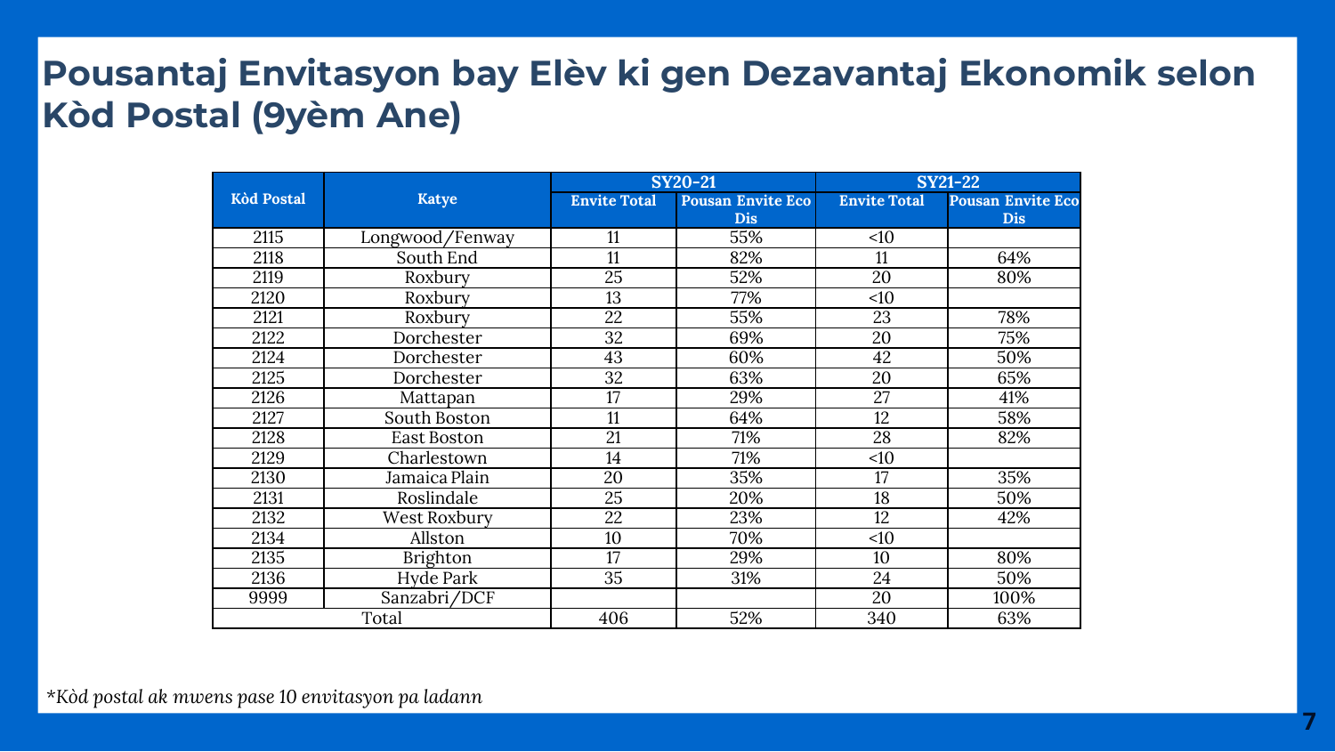# Pousantaj Envitasyon bay Elèv ki gen Dezavantaj Ekonomik selon Kòd Postal (9yèm Ane)

| Kòd Postal | Katye | SY20-21 | | SY21-22 | |
|---|---|---|---|---|---|
| | | Envite Total | Pousan Envite Eco Dis | Envite Total | Pousan Envite Eco Dis |
| 2115 | Longwood/Fenway | 11 | 55% | <10 | |
| 2118 | South End | 11 | 82% | 11 | 64% |
| 2119 | Roxbury | 25 | 52% | 20 | 80% |
| 2120 | Roxbury | 13 | 77% | <10 | |
| 2121 | Roxbury | 22 | 55% | 23 | 78% |
| 2122 | Dorchester | 32 | 69% | 20 | 75% |
| 2124 | Dorchester | 43 | 60% | 42 | 50% |
| 2125 | Dorchester | 32 | 63% | 20 | 65% |
| 2126 | Mattapan | 17 | 29% | 27 | 41% |
| 2127 | South Boston | 11 | 64% | 12 | 58% |
| 2128 | East Boston | 21 | 71% | 28 | 82% |
| 2129 | Charlestown | 14 | 71% | <10 | |
| 2130 | Jamaica Plain | 20 | 35% | 17 | 35% |
| 2131 | Roslindale | 25 | 20% | 18 | 50% |
| 2132 | West Roxbury | 22 | 23% | 12 | 42% |
| 2134 | Allston | 10 | 70% | <10 | |
| 2135 | Brighton | 17 | 29% | 10 | 80% |
| 2136 | Hyde Park | 35 | 31% | 24 | 50% |
| 9999 | Sanzabri/DCF | | | 20 | 100% |
| Total | | 406 | 52% | 340 | 63% |

*Kòd postal ak mwens pase 10 envitasyon pa ladann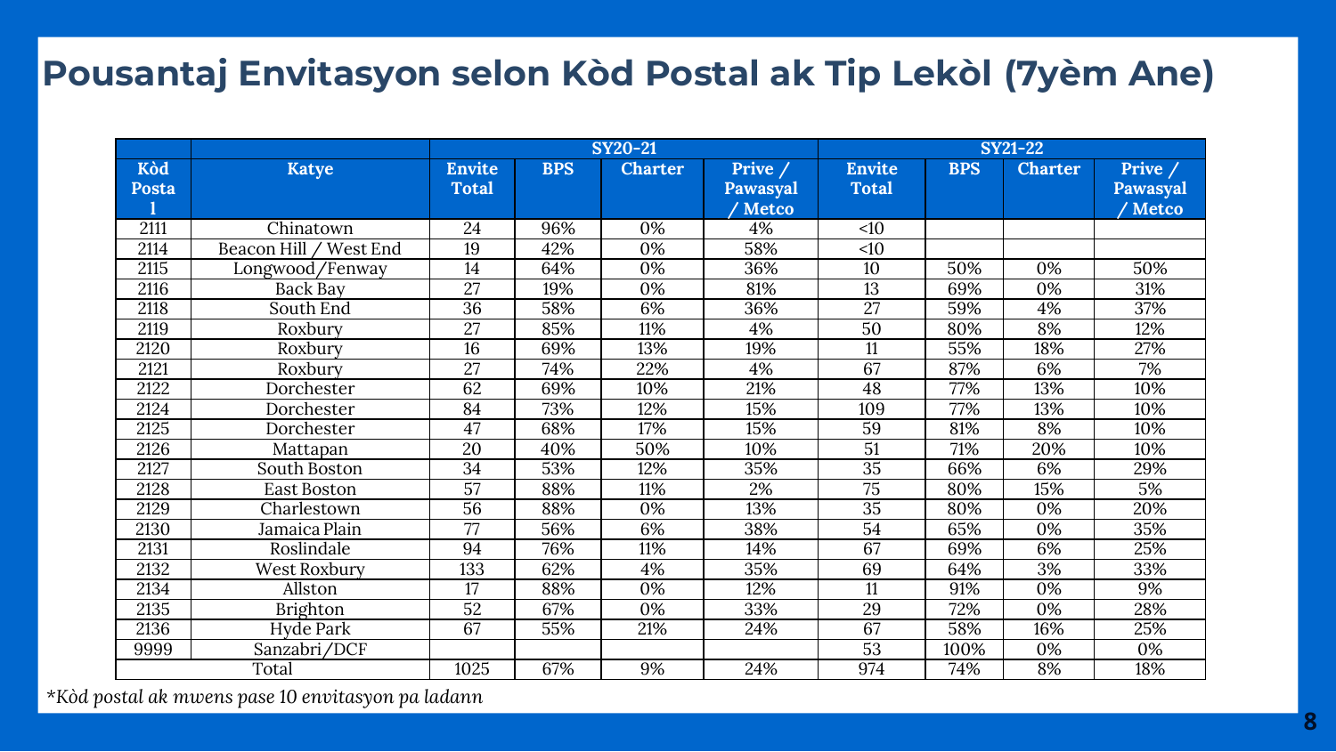# Pousantaj Envitasyon selon Kòd Postal ak Tip Lekòl (7yèm Ane)

| | | SY20-21 | | | | SY21-22 | | | |
|---|---|---|---|---|---|---|---|---|---|
| Kòd Postal | Katye | Envite Total | BPS | Charter | Prive / Pawasyal / Metco | Envite Total | BPS | Charter | Prive / Pawasyal / Metco |
| 2111 | Chinatown | 24 | 96% | 0% | 4% | <10 | | | |
| 2114 | Beacon Hill / West End | 19 | 42% | 0% | 58% | <10 | | | |
| 2115 | Longwood/Fenway | 14 | 64% | 0% | 36% | 10 | 50% | 0% | 50% |
| 2116 | Back Bay | 27 | 19% | 0% | 81% | 13 | 69% | 0% | 31% |
| 2118 | South End | 36 | 58% | 6% | 36% | 27 | 59% | 4% | 37% |
| 2119 | Roxbury | 27 | 85% | 11% | 4% | 50 | 80% | 8% | 12% |
| 2120 | Roxbury | 16 | 69% | 13% | 19% | 11 | 55% | 18% | 27% |
| 2121 | Roxbury | 27 | 74% | 22% | 4% | 67 | 87% | 6% | 7% |
| 2122 | Dorchester | 62 | 69% | 10% | 21% | 48 | 77% | 13% | 10% |
| 2124 | Dorchester | 84 | 73% | 12% | 15% | 109 | 77% | 13% | 10% |
| 2125 | Dorchester | 47 | 68% | 17% | 15% | 59 | 81% | 8% | 10% |
| 2126 | Mattapan | 20 | 40% | 50% | 10% | 51 | 71% | 20% | 10% |
| 2127 | South Boston | 34 | 53% | 12% | 35% | 35 | 66% | 6% | 29% |
| 2128 | East Boston | 57 | 88% | 11% | 2% | 75 | 80% | 15% | 5% |
| 2129 | Charlestown | 56 | 88% | 0% | 13% | 35 | 80% | 0% | 20% |
| 2130 | Jamaica Plain | 77 | 56% | 6% | 38% | 54 | 65% | 0% | 35% |
| 2131 | Roslindale | 94 | 76% | 11% | 14% | 67 | 69% | 6% | 25% |
| 2132 | West Roxbury | 133 | 62% | 4% | 35% | 69 | 64% | 3% | 33% |
| 2134 | Allston | 17 | 88% | 0% | 12% | 11 | 91% | 0% | 9% |
| 2135 | Brighton | 52 | 67% | 0% | 33% | 29 | 72% | 0% | 28% |
| 2136 | Hyde Park | 67 | 55% | 21% | 24% | 67 | 58% | 16% | 25% |
| 9999 | Sanzabri/DCF | | | | | 53 | 100% | 0% | 0% |
| | Total | 1025 | 67% | 9% | 24% | 974 | 74% | 8% | 18% |

*Kòd postal ak mwens pase 10 envitasyon pa ladann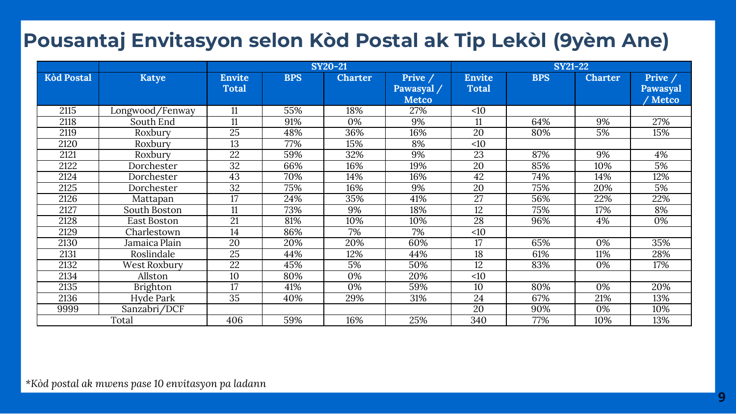# Pousantaj Envitasyon selon Kòd Postal ak Tip Lekòl (9yèm Ane)

| | | SY20-21 | | | | SY21-22 | | | |
|---|---|---|---|---|---|---|---|---|---|
| **Kòd Postal** | **Katye** | **Envite Total** | **BPS** | **Charter** | **Prive / Pawasyal / Metco** | **Envite Total** | **BPS** | **Charter** | **Prive / Pawasyal / Metco** |
| 2115 | Longwood/Fenway | 11 | 55% | 18% | 27% | <10 | | | |
| 2118 | South End | 11 | 91% | 0% | 9% | 11 | 64% | 9% | 27% |
| 2119 | Roxbury | 25 | 48% | 36% | 16% | 20 | 80% | 5% | 15% |
| 2120 | Roxbury | 13 | 77% | 15% | 8% | <10 | | | |
| 2121 | Roxbury | 22 | 59% | 32% | 9% | 23 | 87% | 9% | 4% |
| 2122 | Dorchester | 32 | 66% | 16% | 19% | 20 | 85% | 10% | 5% |
| 2124 | Dorchester | 43 | 70% | 14% | 16% | 42 | 74% | 14% | 12% |
| 2125 | Dorchester | 32 | 75% | 16% | 9% | 20 | 75% | 20% | 5% |
| 2126 | Mattapan | 17 | 24% | 35% | 41% | 27 | 56% | 22% | 22% |
| 2127 | South Boston | 11 | 73% | 9% | 18% | 12 | 75% | 17% | 8% |
| 2128 | East Boston | 21 | 81% | 10% | 10% | 28 | 96% | 4% | 0% |
| 2129 | Charlestown | 14 | 86% | 7% | 7% | <10 | | | |
| 2130 | Jamaica Plain | 20 | 20% | 20% | 60% | 17 | 65% | 0% | 35% |
| 2131 | Roslindale | 25 | 44% | 12% | 44% | 18 | 61% | 11% | 28% |
| 2132 | West Roxbury | 22 | 45% | 5% | 50% | 12 | 83% | 0% | 17% |
| 2134 | Allston | 10 | 80% | 0% | 20% | <10 | | | |
| 2135 | Brighton | 17 | 41% | 0% | 59% | 10 | 80% | 0% | 20% |
| 2136 | Hyde Park | 35 | 40% | 29% | 31% | 24 | 67% | 21% | 13% |
| 9999 | Sanzabri/DCF | | | | | 20 | 90% | 0% | 10% |
| Total | | 406 | 59% | 16% | 25% | 340 | 77% | 10% | 13% |

*Kòd postal ak mwens pase 10 envitasyon pa ladann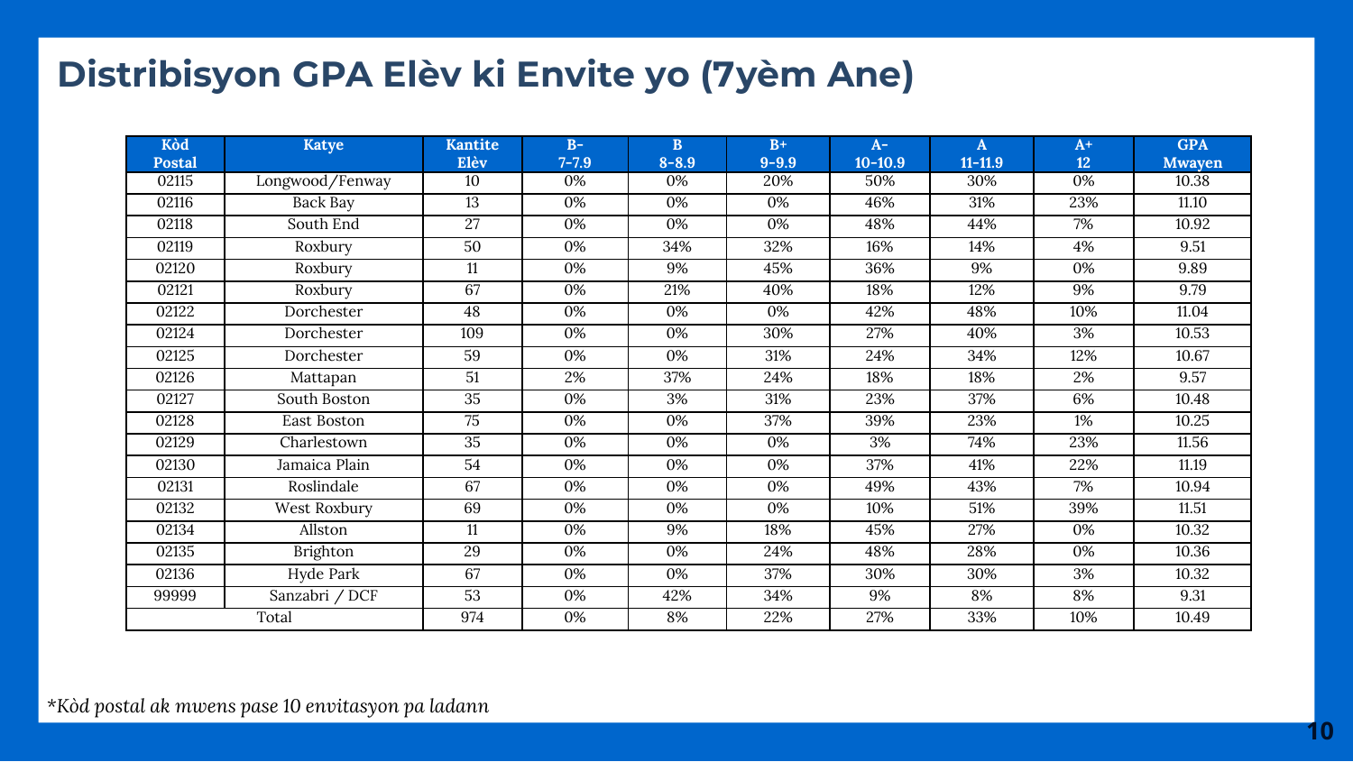# Distribisyon GPA Elèv ki Envite yo (7yèm Ane)

| Kòd Postal | Katye | Kantite Elèv | B- 7-7.9 | B 8-8.9 | B+ 9-9.9 | A- 10-10.9 | A 11-11.9 | A+ 12 | GPA Mwayen |
|---|---|---|---|---|---|---|---|---|---|
| 02115 | Longwood/Fenway | 10 | 0% | 0% | 20% | 50% | 30% | 0% | 10.38 |
| 02116 | Back Bay | 13 | 0% | 0% | 0% | 46% | 31% | 23% | 11.10 |
| 02118 | South End | 27 | 0% | 0% | 0% | 48% | 44% | 7% | 10.92 |
| 02119 | Roxbury | 50 | 0% | 34% | 32% | 16% | 14% | 4% | 9.51 |
| 02120 | Roxbury | 11 | 0% | 9% | 45% | 36% | 9% | 0% | 9.89 |
| 02121 | Roxbury | 67 | 0% | 21% | 40% | 18% | 12% | 9% | 9.79 |
| 02122 | Dorchester | 48 | 0% | 0% | 0% | 42% | 48% | 10% | 11.04 |
| 02124 | Dorchester | 109 | 0% | 0% | 30% | 27% | 40% | 3% | 10.53 |
| 02125 | Dorchester | 59 | 0% | 0% | 31% | 24% | 34% | 12% | 10.67 |
| 02126 | Mattapan | 51 | 2% | 37% | 24% | 18% | 18% | 2% | 9.57 |
| 02127 | South Boston | 35 | 0% | 3% | 31% | 23% | 37% | 6% | 10.48 |
| 02128 | East Boston | 75 | 0% | 0% | 37% | 39% | 23% | 1% | 10.25 |
| 02129 | Charlestown | 35 | 0% | 0% | 0% | 3% | 74% | 23% | 11.56 |
| 02130 | Jamaica Plain | 54 | 0% | 0% | 0% | 37% | 41% | 22% | 11.19 |
| 02131 | Roslindale | 67 | 0% | 0% | 0% | 49% | 43% | 7% | 10.94 |
| 02132 | West Roxbury | 69 | 0% | 0% | 0% | 10% | 51% | 39% | 11.51 |
| 02134 | Allston | 11 | 0% | 9% | 18% | 45% | 27% | 0% | 10.32 |
| 02135 | Brighton | 29 | 0% | 0% | 24% | 48% | 28% | 0% | 10.36 |
| 02136 | Hyde Park | 67 | 0% | 0% | 37% | 30% | 30% | 3% | 10.32 |
| 99999 | Sanzabri / DCF | 53 | 0% | 42% | 34% | 9% | 8% | 8% | 9.31 |
| Total | | 974 | 0% | 8% | 22% | 27% | 33% | 10% | 10.49 |

*Kòd postal ak mwens pase 10 envitasyon pa ladann*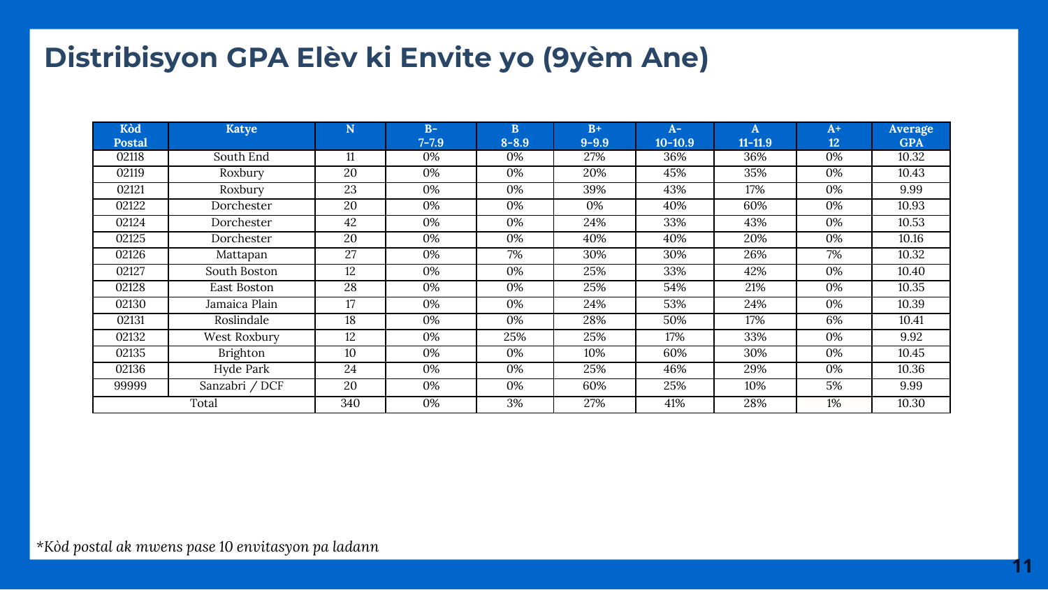# Distribisyon GPA Elèv ki Envite yo (9yèm Ane)

| Kòd Postal | Katye | N | B- 7-7.9 | B 8-8.9 | B+ 9-9.9 | A- 10-10.9 | A 11-11.9 | A+ 12 | Average GPA |
|---|---|---|---|---|---|---|---|---|---|
| 02118 | South End | 11 | 0% | 0% | 27% | 36% | 36% | 0% | 10.32 |
| 02119 | Roxbury | 20 | 0% | 0% | 20% | 45% | 35% | 0% | 10.43 |
| 02121 | Roxbury | 23 | 0% | 0% | 39% | 43% | 17% | 0% | 9.99 |
| 02122 | Dorchester | 20 | 0% | 0% | 0% | 40% | 60% | 0% | 10.93 |
| 02124 | Dorchester | 42 | 0% | 0% | 24% | 33% | 43% | 0% | 10.53 |
| 02125 | Dorchester | 20 | 0% | 0% | 40% | 40% | 20% | 0% | 10.16 |
| 02126 | Mattapan | 27 | 0% | 7% | 30% | 30% | 26% | 7% | 10.32 |
| 02127 | South Boston | 12 | 0% | 0% | 25% | 33% | 42% | 0% | 10.40 |
| 02128 | East Boston | 28 | 0% | 0% | 25% | 54% | 21% | 0% | 10.35 |
| 02130 | Jamaica Plain | 17 | 0% | 0% | 24% | 53% | 24% | 0% | 10.39 |
| 02131 | Roslindale | 18 | 0% | 0% | 28% | 50% | 17% | 6% | 10.41 |
| 02132 | West Roxbury | 12 | 0% | 25% | 25% | 17% | 33% | 0% | 9.92 |
| 02135 | Brighton | 10 | 0% | 0% | 10% | 60% | 30% | 0% | 10.45 |
| 02136 | Hyde Park | 24 | 0% | 0% | 25% | 46% | 29% | 0% | 10.36 |
| 99999 | Sanzabri / DCF | 20 | 0% | 0% | 60% | 25% | 10% | 5% | 9.99 |
| Total | | 340 | 0% | 3% | 27% | 41% | 28% | 1% | 10.30 |

*\*Kòd postal ak mwens pase 10 envitasyon pa ladann*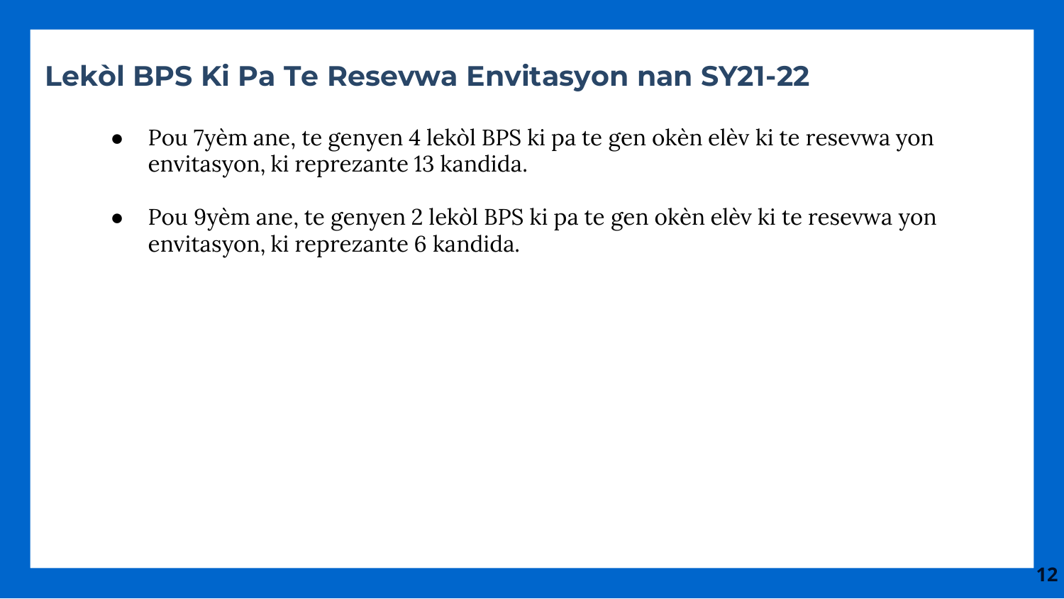# Lekòl BPS Ki Pa Te Resevwa Envitasyon nan SY21-22

- Pou 7yèm ane, te genyen 4 lekòl BPS ki pa te gen okèn elèv ki te resevwa yon envitasyon, ki reprezante 13 kandida.

- Pou 9yèm ane, te genyen 2 lekòl BPS ki pa te gen okèn elèv ki te resevwa yon envitasyon, ki reprezante 6 kandida.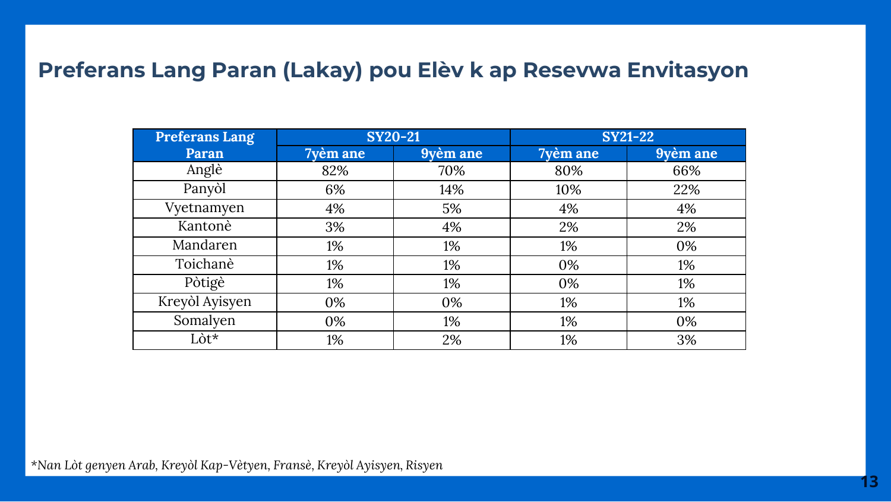## Preferans Lang Paran (Lakay) pou Elèv k ap Resevwa Envitasyon

| Preferans Lang Paran | SY20-21 | | SY21-22 | |
|---|---|---|---|---|
| | 7yèm ane | 9yèm ane | 7yèm ane | 9yèm ane |
| Anglè | 82% | 70% | 80% | 66% |
| Panyòl | 6% | 14% | 10% | 22% |
| Vyetnamyen | 4% | 5% | 4% | 4% |
| Kantonè | 3% | 4% | 2% | 2% |
| Mandaren | 1% | 1% | 1% | 0% |
| Toichanè | 1% | 1% | 0% | 1% |
| Pòtigè | 1% | 1% | 0% | 1% |
| Kreyòl Ayisyen | 0% | 0% | 1% | 1% |
| Somalyen | 0% | 1% | 1% | 0% |
| Lòt* | 1% | 2% | 1% | 3% |

*\*Nan Lòt genyen Arab, Kreyòl Kap-Vètyen, Fransè, Kreyòl Ayisyen, Risyen*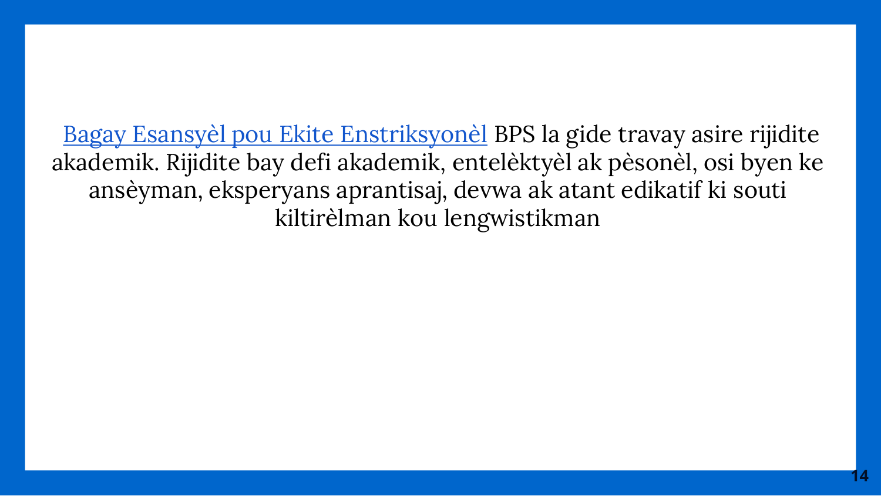Bagay Esansyèl pou Ekite Enstriksyonèl BPS la gide travay asire rijidite akademik. Rijidite bay defi akademik, entelèktyèl ak pèsonèl, osi byen ke ansèyman, eksperyans aprantisaj, devwa ak atant edikatif ki souti kiltirèlman kou lengwistikman